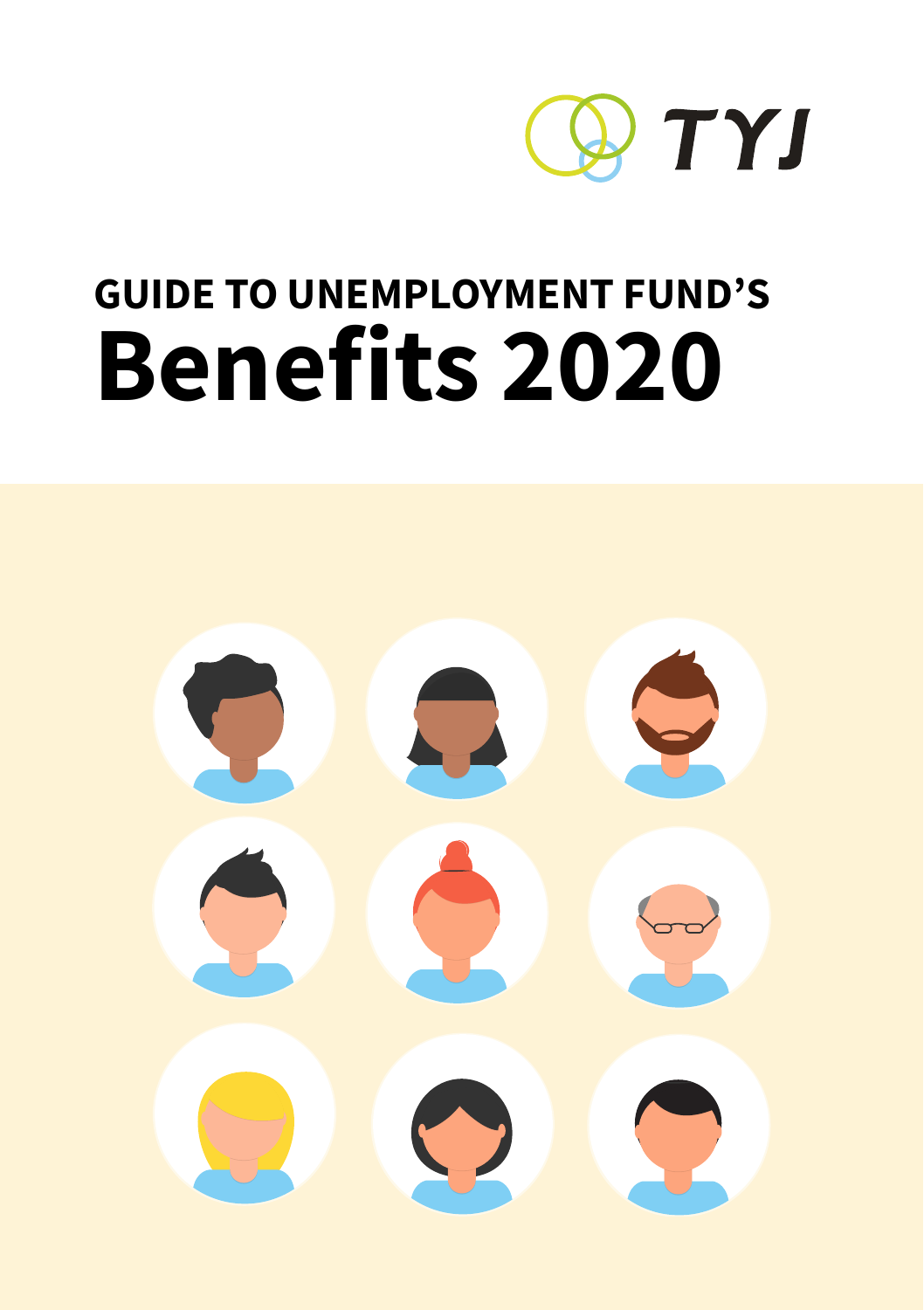TYJ

# GUIDE TO UNEMPLOYMENT FUND'S
# Benefits 2020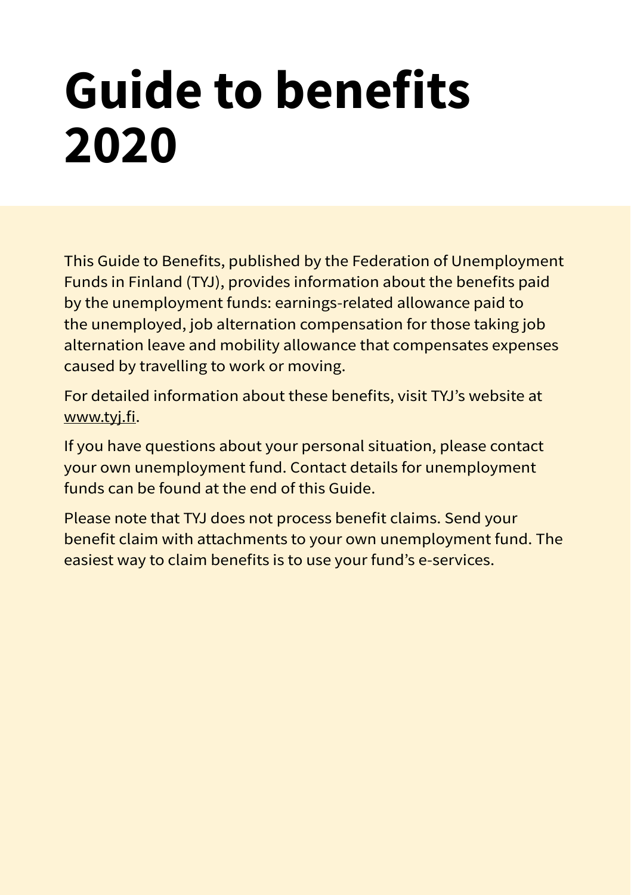# Guide to benefits 2020

This Guide to Benefits, published by the Federation of Unemployment Funds in Finland (TYJ), provides information about the benefits paid by the unemployment funds: earnings-related allowance paid to the unemployed, job alternation compensation for those taking job alternation leave and mobility allowance that compensates expenses caused by travelling to work or moving.

For detailed information about these benefits, visit TYJ's website at www.tyj.fi.

If you have questions about your personal situation, please contact your own unemployment fund. Contact details for unemployment funds can be found at the end of this Guide.

Please note that TYJ does not process benefit claims. Send your benefit claim with attachments to your own unemployment fund. The easiest way to claim benefits is to use your fund's e-services.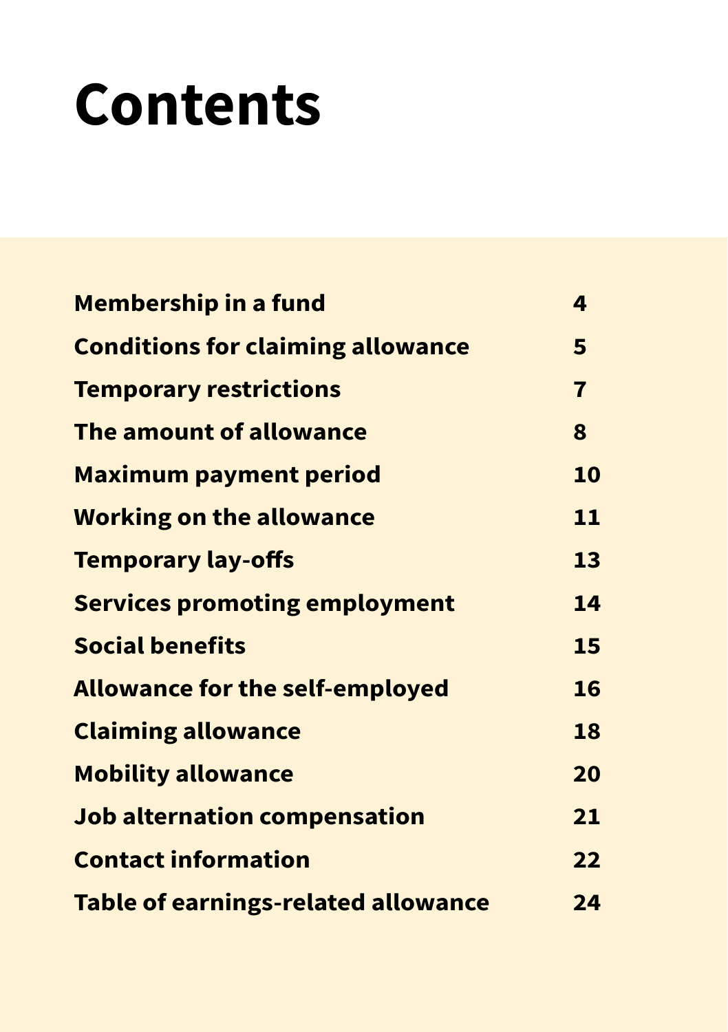# Contents

| | |
|---|---|
| **Membership in a fund** | **4** |
| **Conditions for claiming allowance** | **5** |
| **Temporary restrictions** | **7** |
| **The amount of allowance** | **8** |
| **Maximum payment period** | **10** |
| **Working on the allowance** | **11** |
| **Temporary lay-offs** | **13** |
| **Services promoting employment** | **14** |
| **Social benefits** | **15** |
| **Allowance for the self-employed** | **16** |
| **Claiming allowance** | **18** |
| **Mobility allowance** | **20** |
| **Job alternation compensation** | **21** |
| **Contact information** | **22** |
| **Table of earnings-related allowance** | **24** |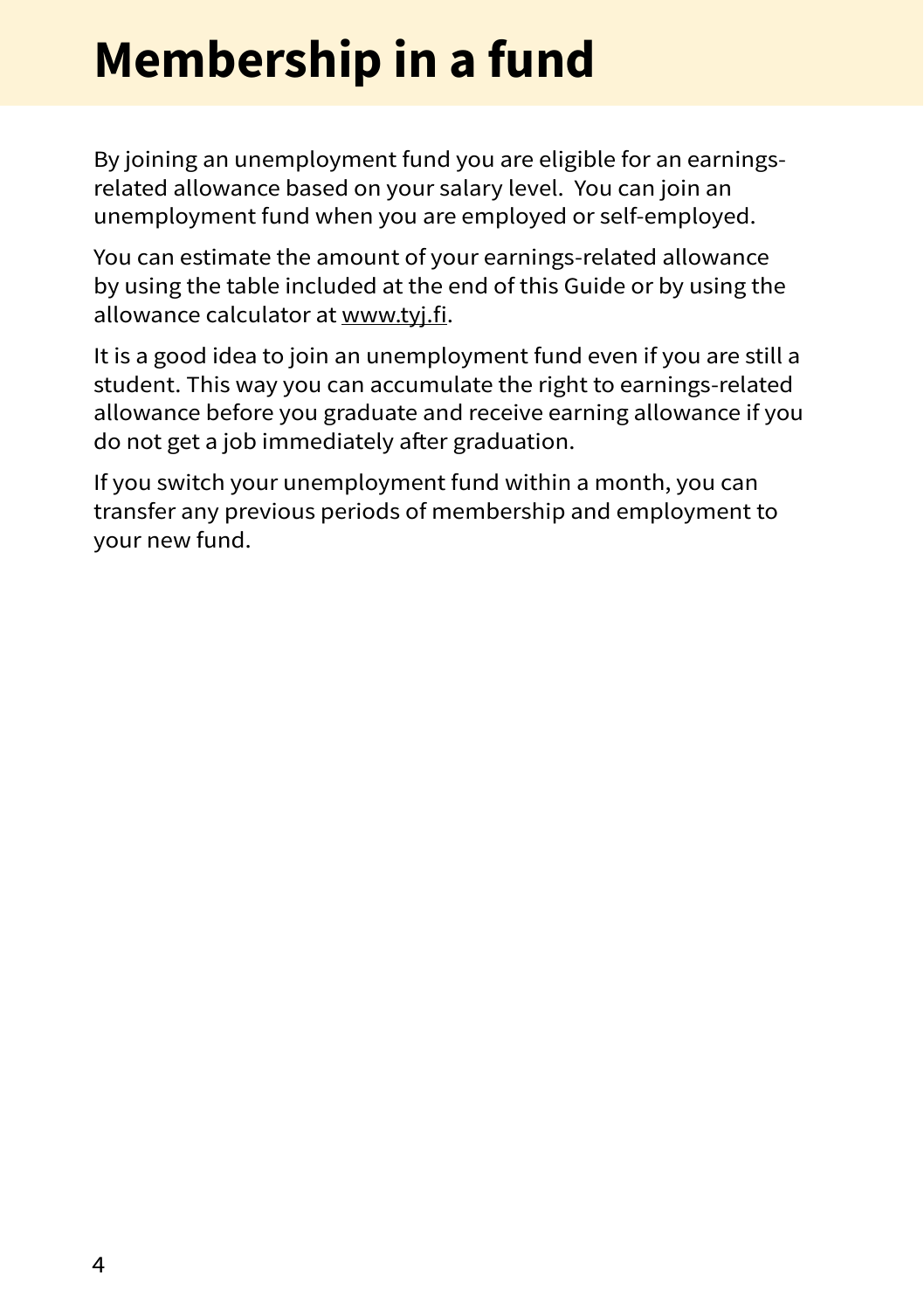# Membership in a fund

By joining an unemployment fund you are eligible for an earnings-related allowance based on your salary level. You can join an unemployment fund when you are employed or self-employed.

You can estimate the amount of your earnings-related allowance by using the table included at the end of this Guide or by using the allowance calculator at www.tyj.fi.

It is a good idea to join an unemployment fund even if you are still a student. This way you can accumulate the right to earnings-related allowance before you graduate and receive earning allowance if you do not get a job immediately after graduation.

If you switch your unemployment fund within a month, you can transfer any previous periods of membership and employment to your new fund.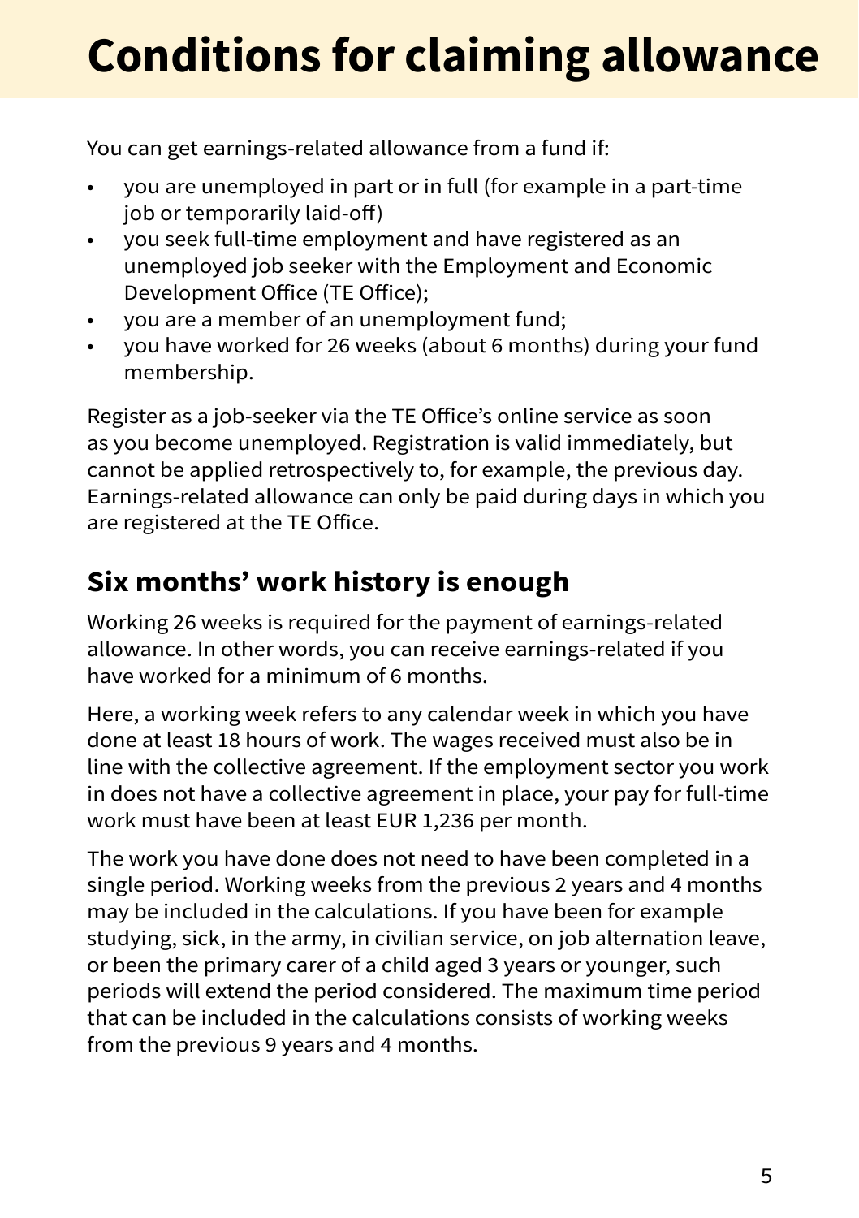# Conditions for claiming allowance

You can get earnings-related allowance from a fund if:

- you are unemployed in part or in full (for example in a part-time job or temporarily laid-off)
- you seek full-time employment and have registered as an unemployed job seeker with the Employment and Economic Development Office (TE Office);
- you are a member of an unemployment fund;
- you have worked for 26 weeks (about 6 months) during your fund membership.

Register as a job-seeker via the TE Office's online service as soon as you become unemployed. Registration is valid immediately, but cannot be applied retrospectively to, for example, the previous day. Earnings-related allowance can only be paid during days in which you are registered at the TE Office.

## Six months' work history is enough

Working 26 weeks is required for the payment of earnings-related allowance. In other words, you can receive earnings-related if you have worked for a minimum of 6 months.

Here, a working week refers to any calendar week in which you have done at least 18 hours of work. The wages received must also be in line with the collective agreement. If the employment sector you work in does not have a collective agreement in place, your pay for full-time work must have been at least EUR 1,236 per month.

The work you have done does not need to have been completed in a single period. Working weeks from the previous 2 years and 4 months may be included in the calculations. If you have been for example studying, sick, in the army, in civilian service, on job alternation leave, or been the primary carer of a child aged 3 years or younger, such periods will extend the period considered. The maximum time period that can be included in the calculations consists of working weeks from the previous 9 years and 4 months.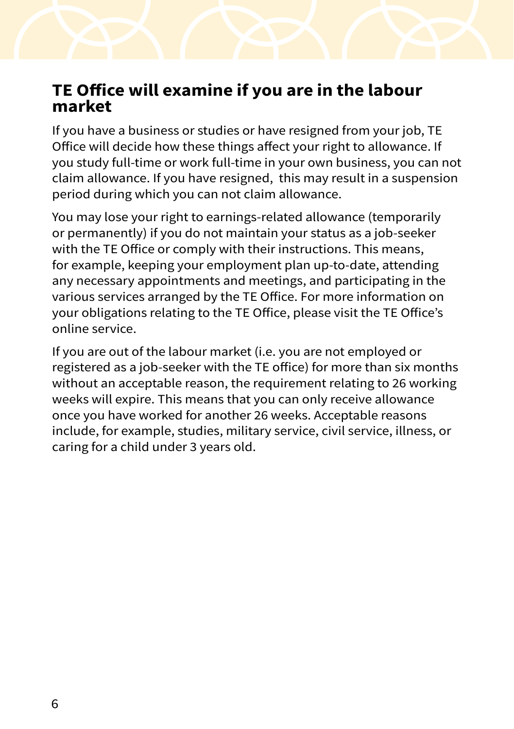## TE Office will examine if you are in the labour market

If you have a business or studies or have resigned from your job, TE Office will decide how these things affect your right to allowance. If you study full-time or work full-time in your own business, you can not claim allowance. If you have resigned, this may result in a suspension period during which you can not claim allowance.

You may lose your right to earnings-related allowance (temporarily or permanently) if you do not maintain your status as a job-seeker with the TE Office or comply with their instructions. This means, for example, keeping your employment plan up-to-date, attending any necessary appointments and meetings, and participating in the various services arranged by the TE Office. For more information on your obligations relating to the TE Office, please visit the TE Office's online service.

If you are out of the labour market (i.e. you are not employed or registered as a job-seeker with the TE office) for more than six months without an acceptable reason, the requirement relating to 26 working weeks will expire. This means that you can only receive allowance once you have worked for another 26 weeks. Acceptable reasons include, for example, studies, military service, civil service, illness, or caring for a child under 3 years old.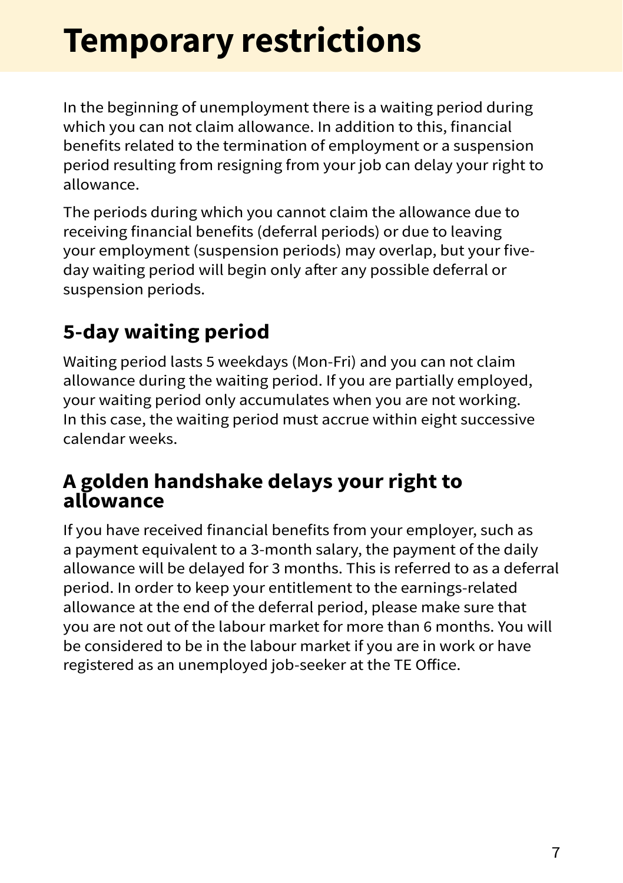# Temporary restrictions

In the beginning of unemployment there is a waiting period during which you can not claim allowance. In addition to this, financial benefits related to the termination of employment or a suspension period resulting from resigning from your job can delay your right to allowance.

The periods during which you cannot claim the allowance due to receiving financial benefits (deferral periods) or due to leaving your employment (suspension periods) may overlap, but your five-day waiting period will begin only after any possible deferral or suspension periods.

## 5-day waiting period

Waiting period lasts 5 weekdays (Mon-Fri) and you can not claim allowance during the waiting period. If you are partially employed, your waiting period only accumulates when you are not working. In this case, the waiting period must accrue within eight successive calendar weeks.

## A golden handshake delays your right to allowance

If you have received financial benefits from your employer, such as a payment equivalent to a 3-month salary, the payment of the daily allowance will be delayed for 3 months. This is referred to as a deferral period. In order to keep your entitlement to the earnings-related allowance at the end of the deferral period, please make sure that you are not out of the labour market for more than 6 months. You will be considered to be in the labour market if you are in work or have registered as an unemployed job-seeker at the TE Office.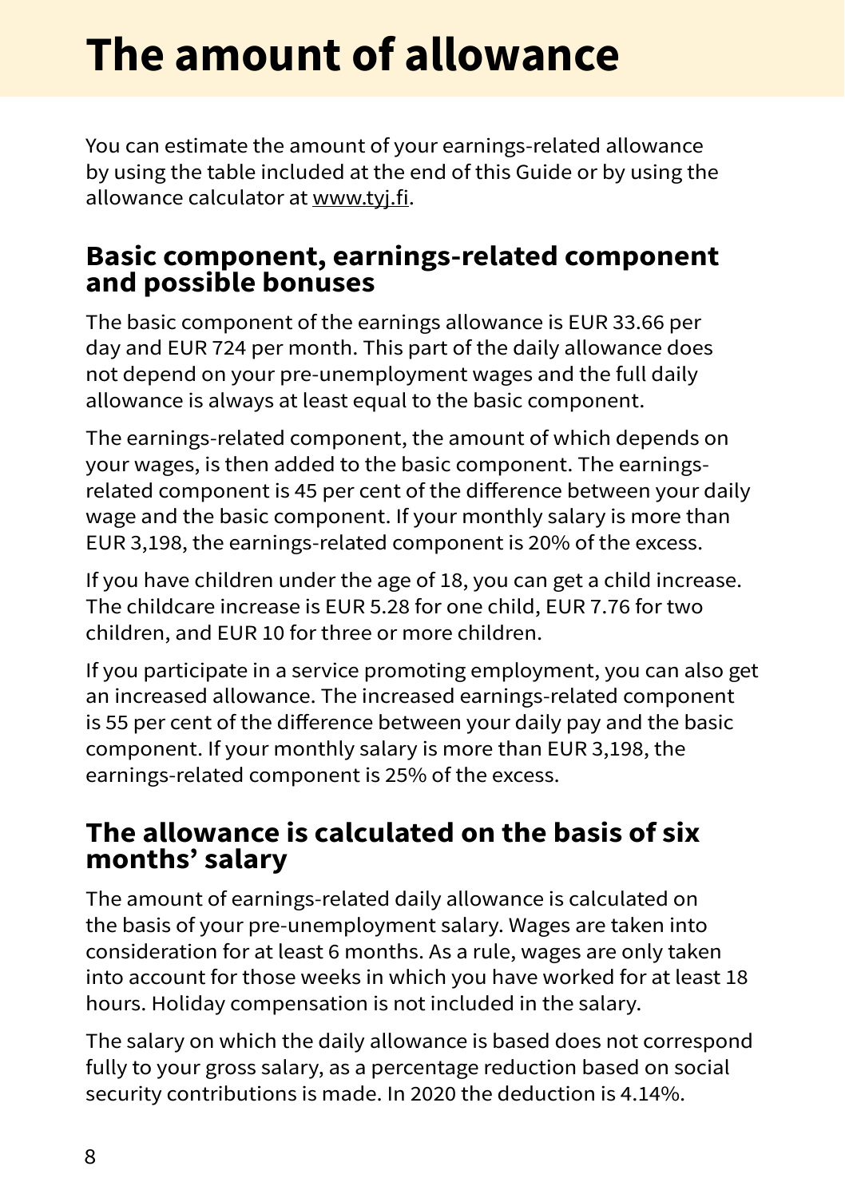# The amount of allowance

You can estimate the amount of your earnings-related allowance by using the table included at the end of this Guide or by using the allowance calculator at www.tyj.fi.

## Basic component, earnings-related component and possible bonuses

The basic component of the earnings allowance is EUR 33.66 per day and EUR 724 per month. This part of the daily allowance does not depend on your pre-unemployment wages and the full daily allowance is always at least equal to the basic component.

The earnings-related component, the amount of which depends on your wages, is then added to the basic component. The earnings-related component is 45 per cent of the difference between your daily wage and the basic component. If your monthly salary is more than EUR 3,198, the earnings-related component is 20% of the excess.

If you have children under the age of 18, you can get a child increase. The childcare increase is EUR 5.28 for one child, EUR 7.76 for two children, and EUR 10 for three or more children.

If you participate in a service promoting employment, you can also get an increased allowance. The increased earnings-related component is 55 per cent of the difference between your daily pay and the basic component. If your monthly salary is more than EUR 3,198, the earnings-related component is 25% of the excess.

## The allowance is calculated on the basis of six months' salary

The amount of earnings-related daily allowance is calculated on the basis of your pre-unemployment salary. Wages are taken into consideration for at least 6 months. As a rule, wages are only taken into account for those weeks in which you have worked for at least 18 hours. Holiday compensation is not included in the salary.

The salary on which the daily allowance is based does not correspond fully to your gross salary, as a percentage reduction based on social security contributions is made. In 2020 the deduction is 4.14%.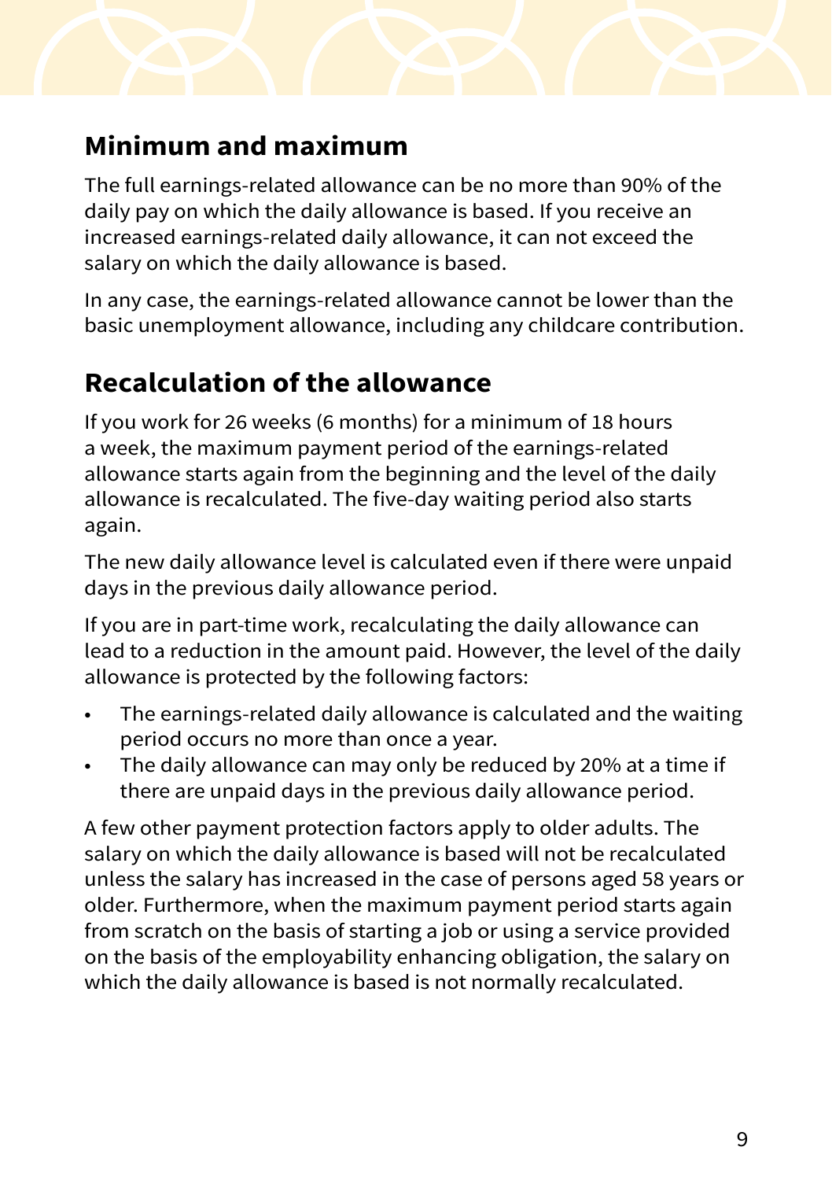## Minimum and maximum

The full earnings-related allowance can be no more than 90% of the daily pay on which the daily allowance is based. If you receive an increased earnings-related daily allowance, it can not exceed the salary on which the daily allowance is based.

In any case, the earnings-related allowance cannot be lower than the basic unemployment allowance, including any childcare contribution.

## Recalculation of the allowance

If you work for 26 weeks (6 months) for a minimum of 18 hours a week, the maximum payment period of the earnings-related allowance starts again from the beginning and the level of the daily allowance is recalculated. The five-day waiting period also starts again.

The new daily allowance level is calculated even if there were unpaid days in the previous daily allowance period.

If you are in part-time work, recalculating the daily allowance can lead to a reduction in the amount paid. However, the level of the daily allowance is protected by the following factors:

- The earnings-related daily allowance is calculated and the waiting period occurs no more than once a year.
- The daily allowance can may only be reduced by 20% at a time if there are unpaid days in the previous daily allowance period.

A few other payment protection factors apply to older adults. The salary on which the daily allowance is based will not be recalculated unless the salary has increased in the case of persons aged 58 years or older. Furthermore, when the maximum payment period starts again from scratch on the basis of starting a job or using a service provided on the basis of the employability enhancing obligation, the salary on which the daily allowance is based is not normally recalculated.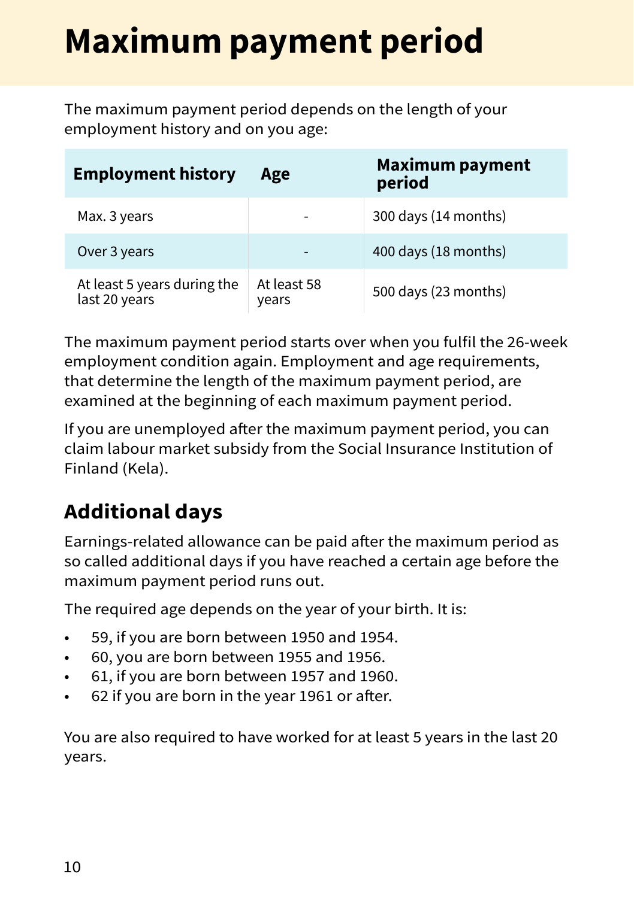# Maximum payment period

The maximum payment period depends on the length of your employment history and on you age:

| Employment history | Age | Maximum payment period |
|---|---|---|
| Max. 3 years | - | 300 days (14 months) |
| Over 3 years | - | 400 days (18 months) |
| At least 5 years during the last 20 years | At least 58 years | 500 days (23 months) |

The maximum payment period starts over when you fulfil the 26-week employment condition again. Employment and age requirements, that determine the length of the maximum payment period, are examined at the beginning of each maximum payment period.

If you are unemployed after the maximum payment period, you can claim labour market subsidy from the Social Insurance Institution of Finland (Kela).

## Additional days

Earnings-related allowance can be paid after the maximum period as so called additional days if you have reached a certain age before the maximum payment period runs out.

The required age depends on the year of your birth. It is:

- 59, if you are born between 1950 and 1954.
- 60, you are born between 1955 and 1956.
- 61, if you are born between 1957 and 1960.
- 62 if you are born in the year 1961 or after.

You are also required to have worked for at least 5 years in the last 20 years.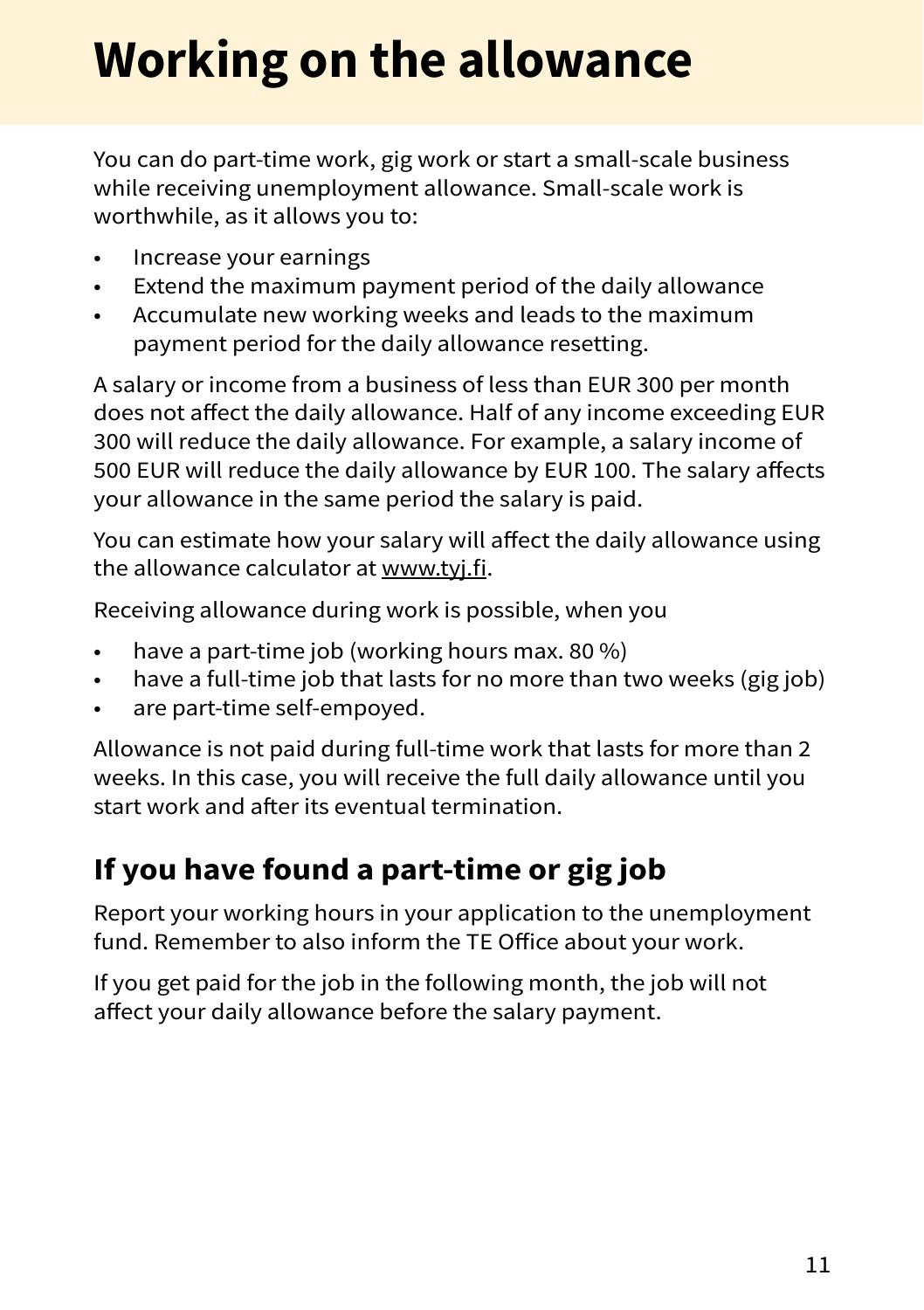# Working on the allowance

You can do part-time work, gig work or start a small-scale business while receiving unemployment allowance. Small-scale work is worthwhile, as it allows you to:

- Increase your earnings
- Extend the maximum payment period of the daily allowance
- Accumulate new working weeks and leads to the maximum payment period for the daily allowance resetting.

A salary or income from a business of less than EUR 300 per month does not affect the daily allowance. Half of any income exceeding EUR 300 will reduce the daily allowance. For example, a salary income of 500 EUR will reduce the daily allowance by EUR 100. The salary affects your allowance in the same period the salary is paid.

You can estimate how your salary will affect the daily allowance using the allowance calculator at www.tyj.fi.

Receiving allowance during work is possible, when you

- have a part-time job (working hours max. 80 %)
- have a full-time job that lasts for no more than two weeks (gig job)
- are part-time self-empoyed.

Allowance is not paid during full-time work that lasts for more than 2 weeks. In this case, you will receive the full daily allowance until you start work and after its eventual termination.

## If you have found a part-time or gig job

Report your working hours in your application to the unemployment fund. Remember to also inform the TE Office about your work.

If you get paid for the job in the following month, the job will not affect your daily allowance before the salary payment.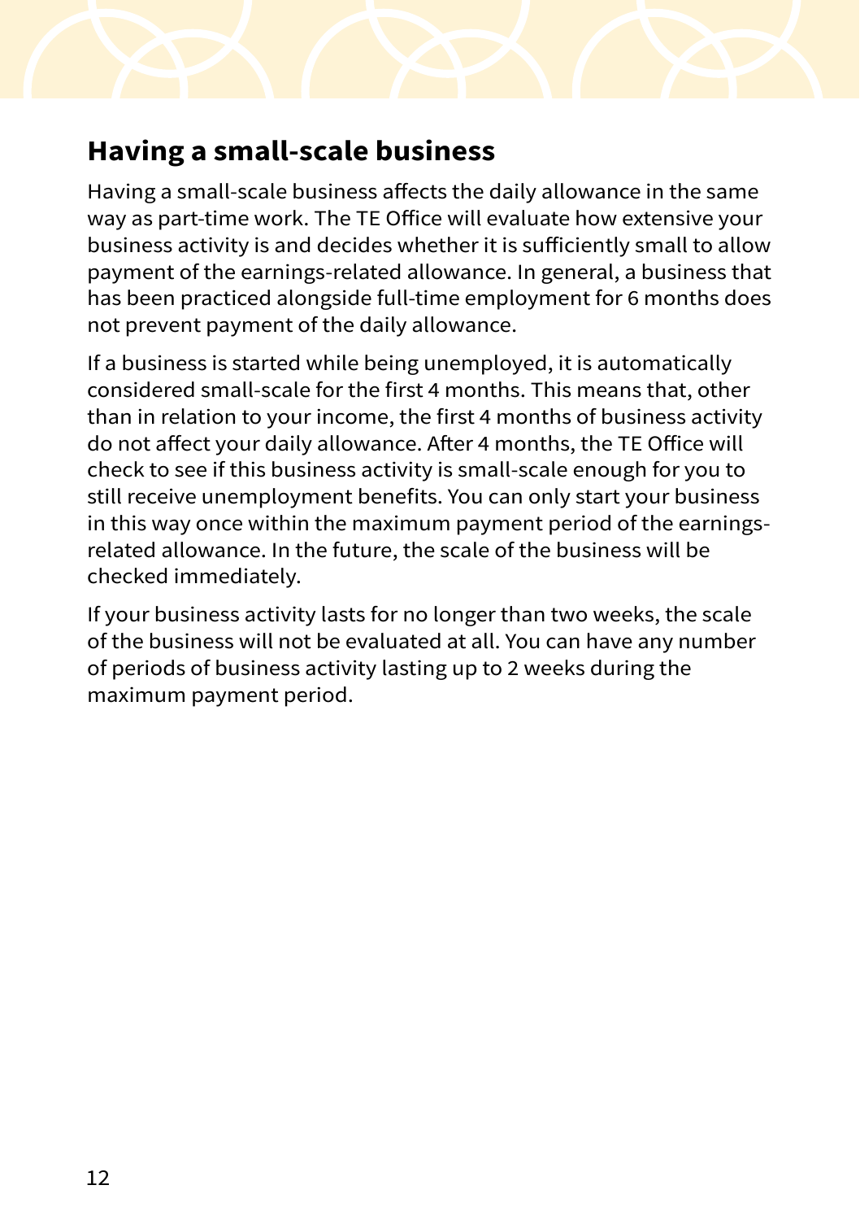## Having a small-scale business

Having a small-scale business affects the daily allowance in the same way as part-time work. The TE Office will evaluate how extensive your business activity is and decides whether it is sufficiently small to allow payment of the earnings-related allowance. In general, a business that has been practiced alongside full-time employment for 6 months does not prevent payment of the daily allowance.

If a business is started while being unemployed, it is automatically considered small-scale for the first 4 months. This means that, other than in relation to your income, the first 4 months of business activity do not affect your daily allowance. After 4 months, the TE Office will check to see if this business activity is small-scale enough for you to still receive unemployment benefits. You can only start your business in this way once within the maximum payment period of the earnings-related allowance. In the future, the scale of the business will be checked immediately.

If your business activity lasts for no longer than two weeks, the scale of the business will not be evaluated at all. You can have any number of periods of business activity lasting up to 2 weeks during the maximum payment period.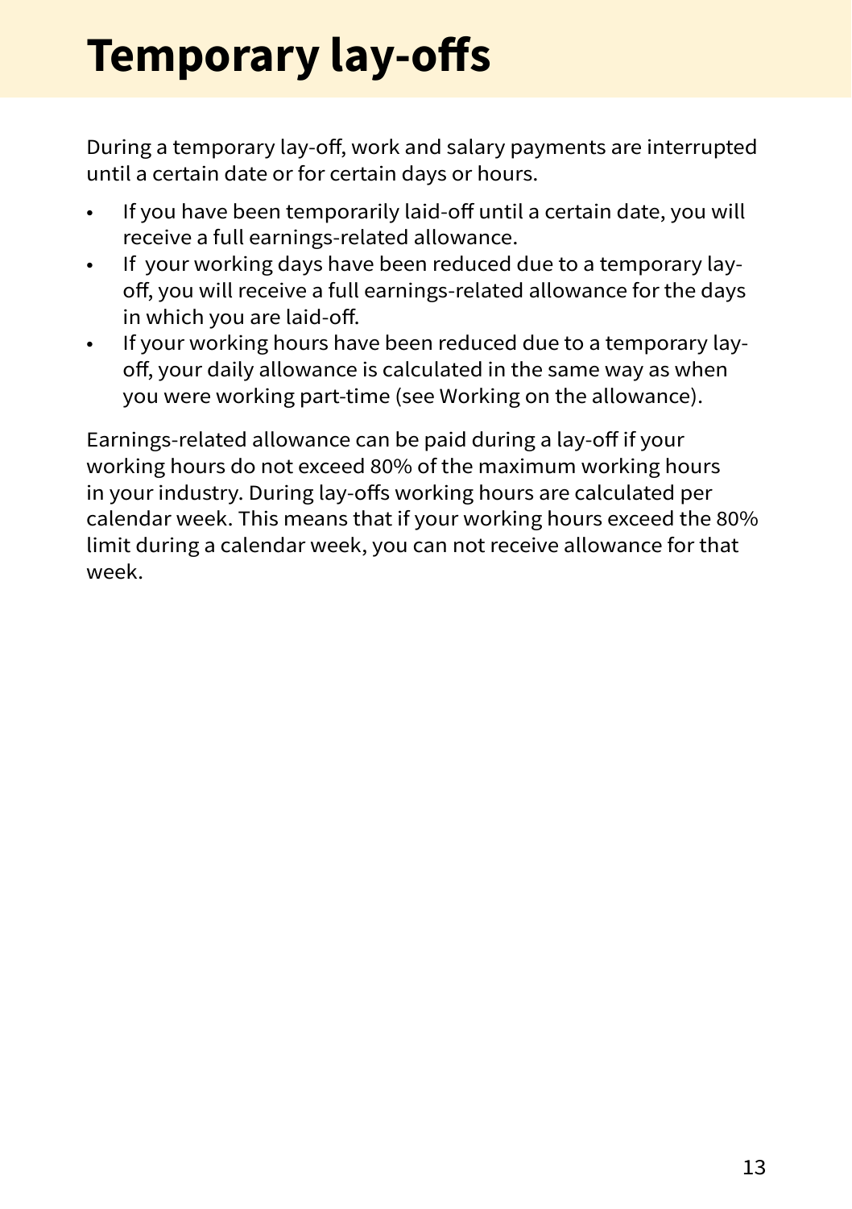# Temporary lay-offs

During a temporary lay-off, work and salary payments are interrupted until a certain date or for certain days or hours.

- If you have been temporarily laid-off until a certain date, you will receive a full earnings-related allowance.
- If your working days have been reduced due to a temporary lay-off, you will receive a full earnings-related allowance for the days in which you are laid-off.
- If your working hours have been reduced due to a temporary lay-off, your daily allowance is calculated in the same way as when you were working part-time (see Working on the allowance).

Earnings-related allowance can be paid during a lay-off if your working hours do not exceed 80% of the maximum working hours in your industry. During lay-offs working hours are calculated per calendar week. This means that if your working hours exceed the 80% limit during a calendar week, you can not receive allowance for that week.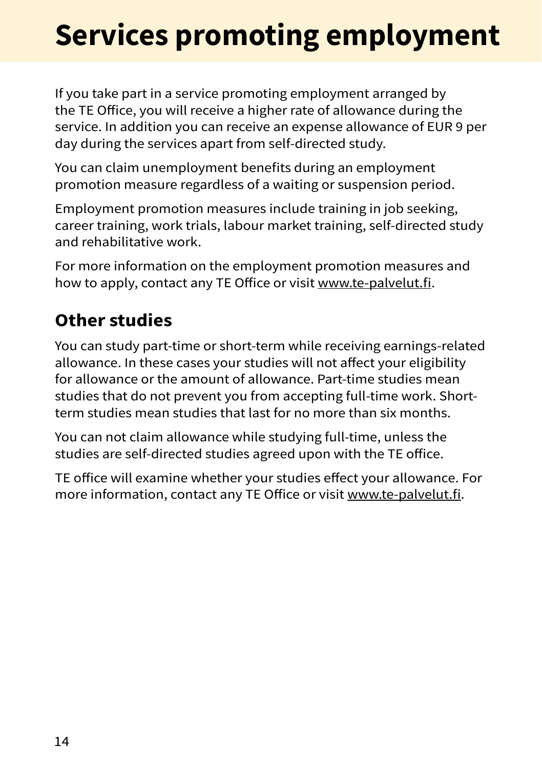# Services promoting employment

If you take part in a service promoting employment arranged by the TE Office, you will receive a higher rate of allowance during the service. In addition you can receive an expense allowance of EUR 9 per day during the services apart from self-directed study.

You can claim unemployment benefits during an employment promotion measure regardless of a waiting or suspension period.

Employment promotion measures include training in job seeking, career training, work trials, labour market training, self-directed study and rehabilitative work.

For more information on the employment promotion measures and how to apply, contact any TE Office or visit www.te-palvelut.fi.

## Other studies

You can study part-time or short-term while receiving earnings-related allowance. In these cases your studies will not affect your eligibility for allowance or the amount of allowance. Part-time studies mean studies that do not prevent you from accepting full-time work. Short-term studies mean studies that last for no more than six months.

You can not claim allowance while studying full-time, unless the studies are self-directed studies agreed upon with the TE office.

TE office will examine whether your studies effect your allowance. For more information, contact any TE Office or visit www.te-palvelut.fi.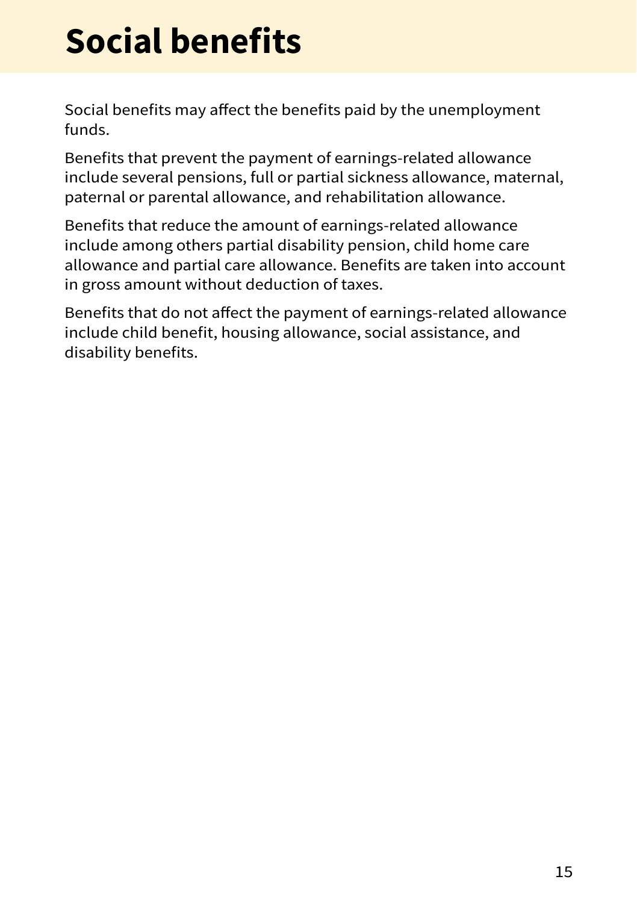# Social benefits

Social benefits may affect the benefits paid by the unemployment funds.

Benefits that prevent the payment of earnings-related allowance include several pensions, full or partial sickness allowance, maternal, paternal or parental allowance, and rehabilitation allowance.

Benefits that reduce the amount of earnings-related allowance include among others partial disability pension, child home care allowance and partial care allowance. Benefits are taken into account in gross amount without deduction of taxes.

Benefits that do not affect the payment of earnings-related allowance include child benefit, housing allowance, social assistance, and disability benefits.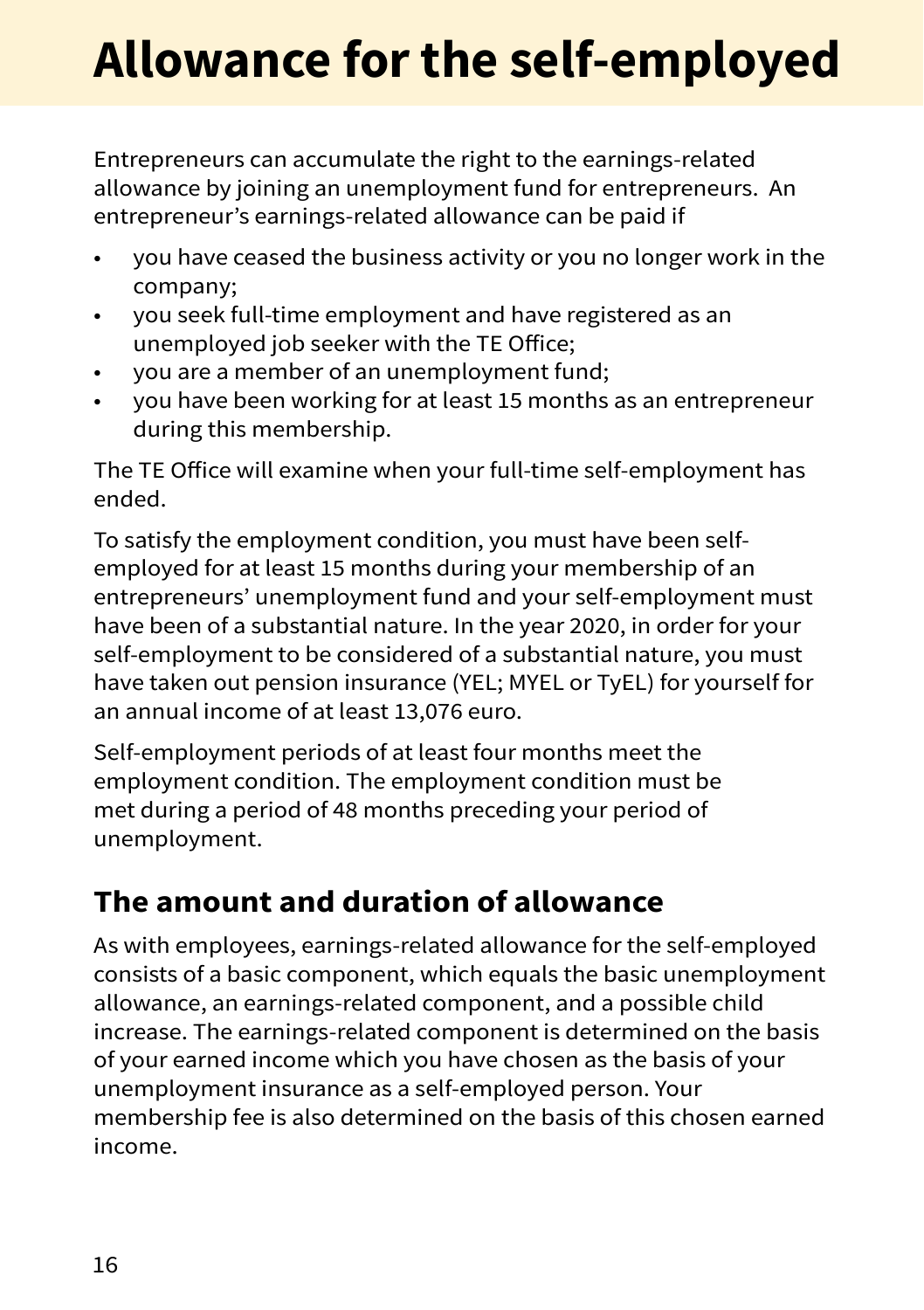# Allowance for the self-employed

Entrepreneurs can accumulate the right to the earnings-related allowance by joining an unemployment fund for entrepreneurs. An entrepreneur's earnings-related allowance can be paid if

- you have ceased the business activity or you no longer work in the company;
- you seek full-time employment and have registered as an unemployed job seeker with the TE Office;
- you are a member of an unemployment fund;
- you have been working for at least 15 months as an entrepreneur during this membership.

The TE Office will examine when your full-time self-employment has ended.

To satisfy the employment condition, you must have been self-employed for at least 15 months during your membership of an entrepreneurs' unemployment fund and your self-employment must have been of a substantial nature. In the year 2020, in order for your self-employment to be considered of a substantial nature, you must have taken out pension insurance (YEL; MYEL or TyEL) for yourself for an annual income of at least 13,076 euro.

Self-employment periods of at least four months meet the employment condition. The employment condition must be met during a period of 48 months preceding your period of unemployment.

## The amount and duration of allowance

As with employees, earnings-related allowance for the self-employed consists of a basic component, which equals the basic unemployment allowance, an earnings-related component, and a possible child increase. The earnings-related component is determined on the basis of your earned income which you have chosen as the basis of your unemployment insurance as a self-employed person. Your membership fee is also determined on the basis of this chosen earned income.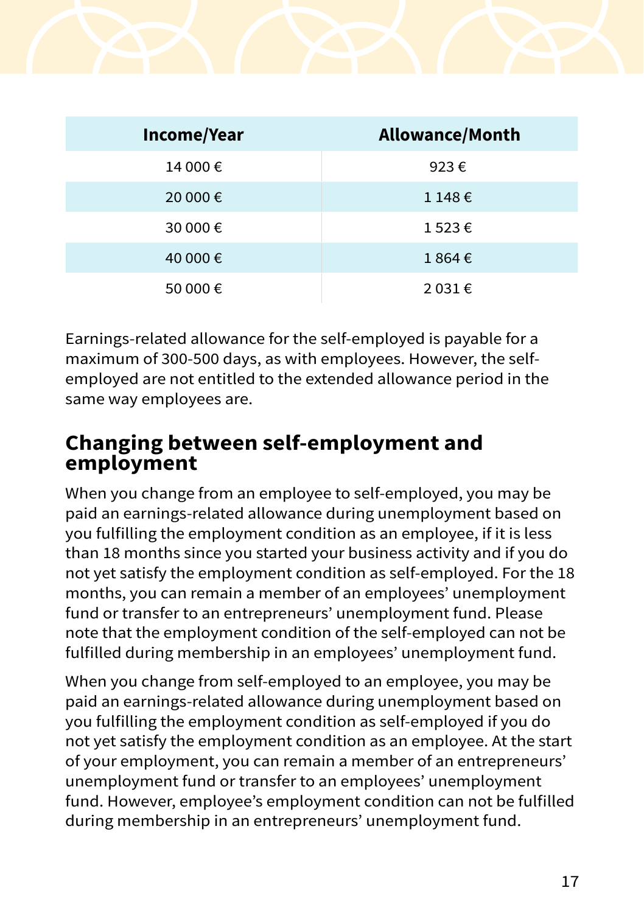| Income/Year | Allowance/Month |
|---|---|
| 14 000 € | 923 € |
| 20 000 € | 1 148 € |
| 30 000 € | 1 523 € |
| 40 000 € | 1 864 € |
| 50 000 € | 2 031 € |

Earnings-related allowance for the self-employed is payable for a maximum of 300-500 days, as with employees. However, the self-employed are not entitled to the extended allowance period in the same way employees are.

## Changing between self-employment and employment

When you change from an employee to self-employed, you may be paid an earnings-related allowance during unemployment based on you fulfilling the employment condition as an employee, if it is less than 18 months since you started your business activity and if you do not yet satisfy the employment condition as self-employed. For the 18 months, you can remain a member of an employees' unemployment fund or transfer to an entrepreneurs' unemployment fund. Please note that the employment condition of the self-employed can not be fulfilled during membership in an employees' unemployment fund.

When you change from self-employed to an employee, you may be paid an earnings-related allowance during unemployment based on you fulfilling the employment condition as self-employed if you do not yet satisfy the employment condition as an employee. At the start of your employment, you can remain a member of an entrepreneurs' unemployment fund or transfer to an employees' unemployment fund. However, employee's employment condition can not be fulfilled during membership in an entrepreneurs' unemployment fund.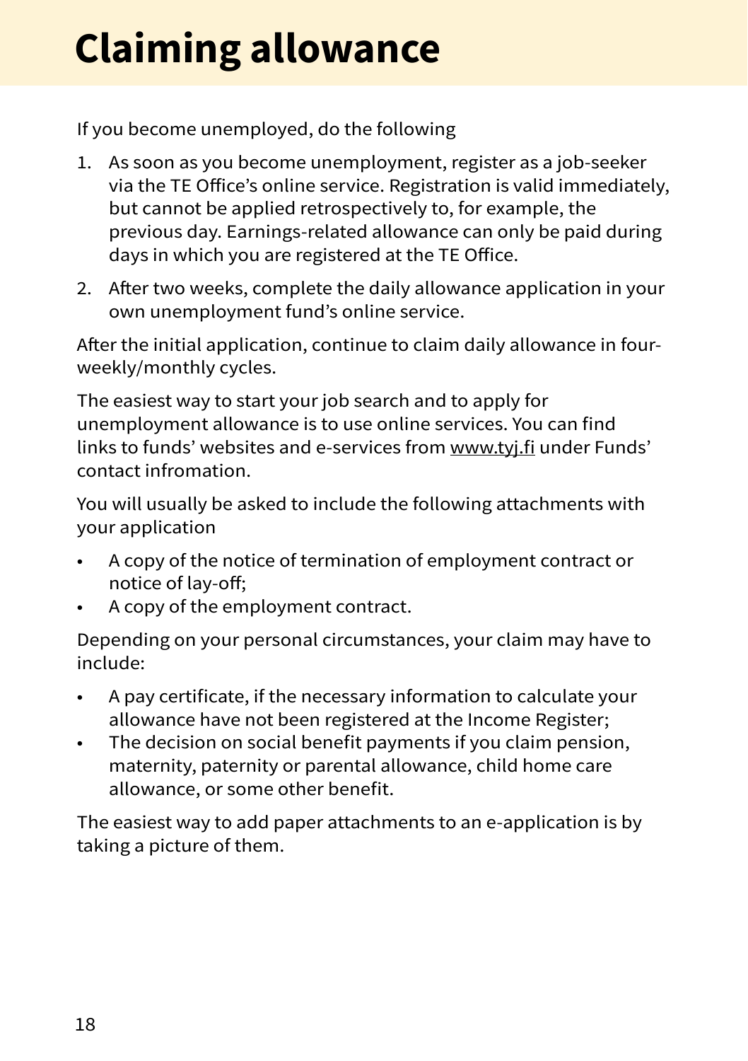# Claiming allowance

If you become unemployed, do the following

1. As soon as you become unemployment, register as a job-seeker via the TE Office's online service. Registration is valid immediately, but cannot be applied retrospectively to, for example, the previous day. Earnings-related allowance can only be paid during days in which you are registered at the TE Office.
2. After two weeks, complete the daily allowance application in your own unemployment fund's online service.

After the initial application, continue to claim daily allowance in four-weekly/monthly cycles.

The easiest way to start your job search and to apply for unemployment allowance is to use online services. You can find links to funds' websites and e-services from www.tyj.fi under Funds' contact infromation.

You will usually be asked to include the following attachments with your application

- A copy of the notice of termination of employment contract or notice of lay-off;
- A copy of the employment contract.

Depending on your personal circumstances, your claim may have to include:

- A pay certificate, if the necessary information to calculate your allowance have not been registered at the Income Register;
- The decision on social benefit payments if you claim pension, maternity, paternity or parental allowance, child home care allowance, or some other benefit.

The easiest way to add paper attachments to an e-application is by taking a picture of them.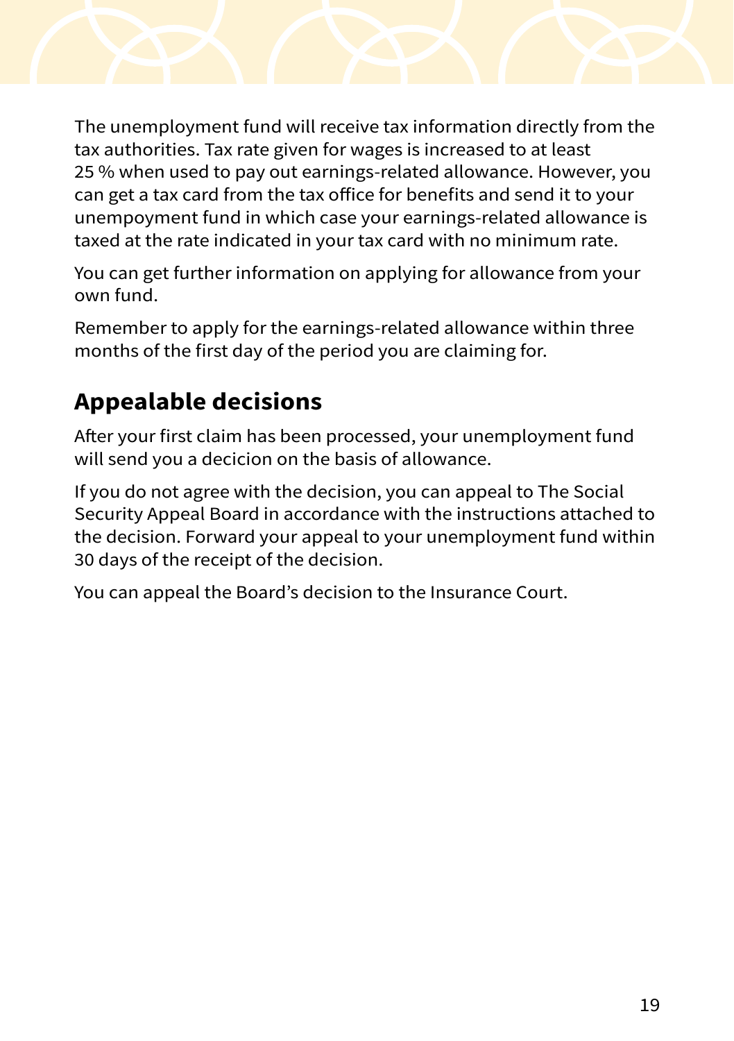The unemployment fund will receive tax information directly from the tax authorities. Tax rate given for wages is increased to at least 25 % when used to pay out earnings-related allowance. However, you can get a tax card from the tax office for benefits and send it to your unempoyment fund in which case your earnings-related allowance is taxed at the rate indicated in your tax card with no minimum rate.

You can get further information on applying for allowance from your own fund.

Remember to apply for the earnings-related allowance within three months of the first day of the period you are claiming for.

## Appealable decisions

After your first claim has been processed, your unemployment fund will send you a decicion on the basis of allowance.

If you do not agree with the decision, you can appeal to The Social Security Appeal Board in accordance with the instructions attached to the decision. Forward your appeal to your unemployment fund within 30 days of the receipt of the decision.

You can appeal the Board's decision to the Insurance Court.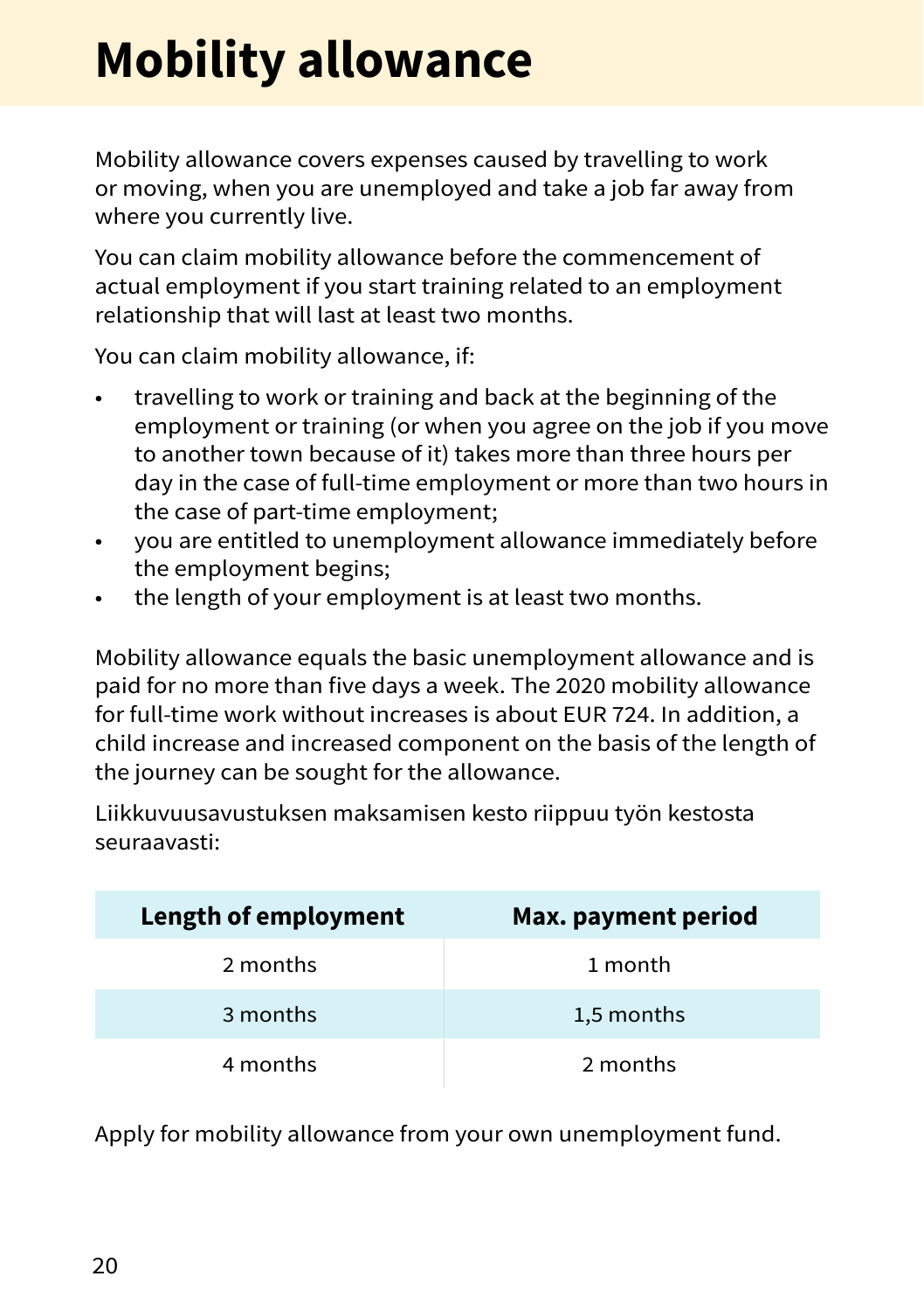# Mobility allowance

Mobility allowance covers expenses caused by travelling to work or moving, when you are unemployed and take a job far away from where you currently live.

You can claim mobility allowance before the commencement of actual employment if you start training related to an employment relationship that will last at least two months.

You can claim mobility allowance, if:

- travelling to work or training and back at the beginning of the employment or training (or when you agree on the job if you move to another town because of it) takes more than three hours per day in the case of full-time employment or more than two hours in the case of part-time employment;
- you are entitled to unemployment allowance immediately before the employment begins;
- the length of your employment is at least two months.

Mobility allowance equals the basic unemployment allowance and is paid for no more than five days a week. The 2020 mobility allowance for full-time work without increases is about EUR 724. In addition, a child increase and increased component on the basis of the length of the journey can be sought for the allowance.

Liikkuvuusavustuksen maksamisen kesto riippuu työn kestosta seuraavasti:

| Length of employment | Max. payment period |
| --- | --- |
| 2 months | 1 month |
| 3 months | 1,5 months |
| 4 months | 2 months |

Apply for mobility allowance from your own unemployment fund.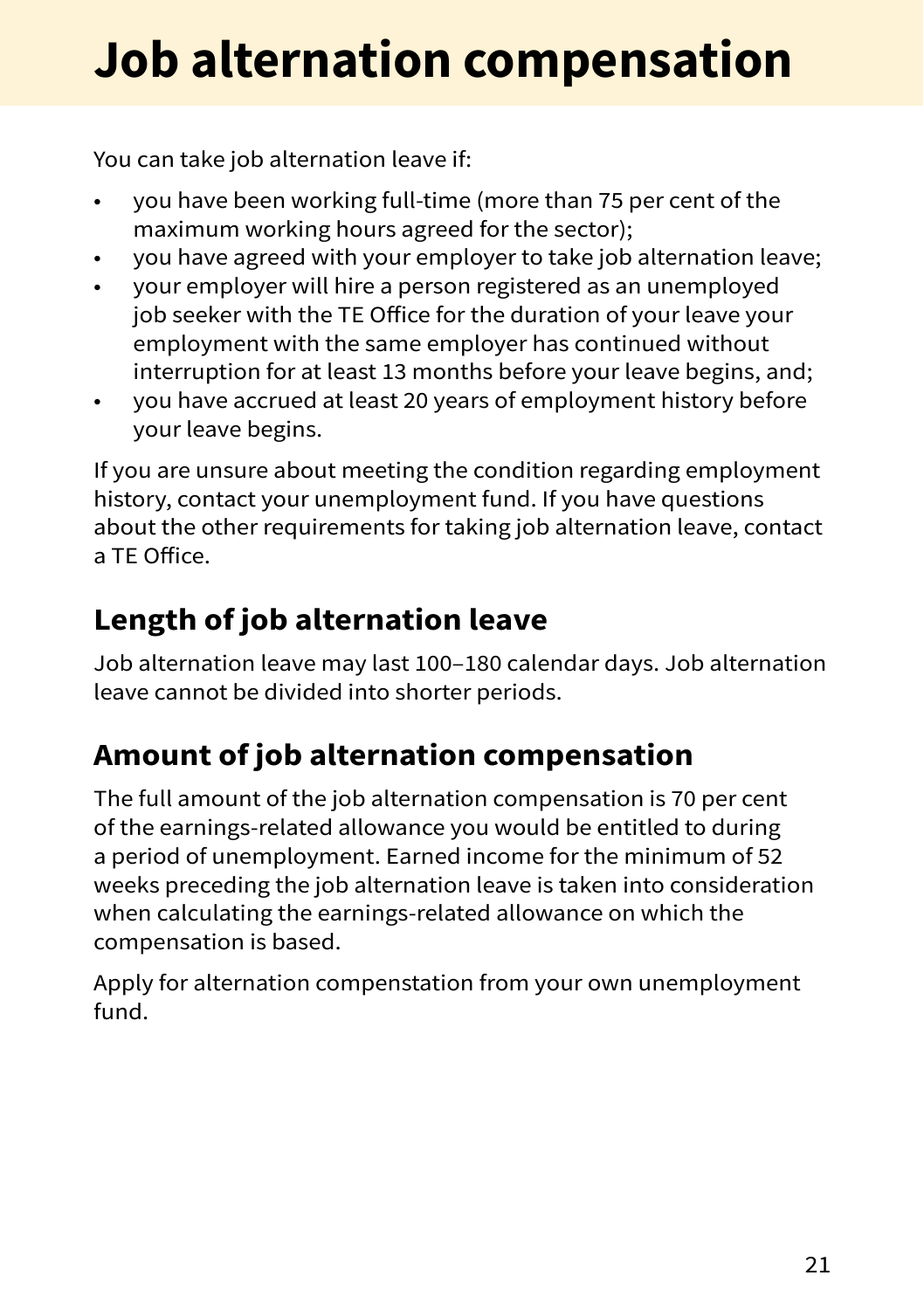# Job alternation compensation

You can take job alternation leave if:

- you have been working full-time (more than 75 per cent of the maximum working hours agreed for the sector);
- you have agreed with your employer to take job alternation leave;
- your employer will hire a person registered as an unemployed job seeker with the TE Office for the duration of your leave your employment with the same employer has continued without interruption for at least 13 months before your leave begins, and;
- you have accrued at least 20 years of employment history before your leave begins.

If you are unsure about meeting the condition regarding employment history, contact your unemployment fund. If you have questions about the other requirements for taking job alternation leave, contact a TE Office.

## Length of job alternation leave

Job alternation leave may last 100–180 calendar days. Job alternation leave cannot be divided into shorter periods.

## Amount of job alternation compensation

The full amount of the job alternation compensation is 70 per cent of the earnings-related allowance you would be entitled to during a period of unemployment. Earned income for the minimum of 52 weeks preceding the job alternation leave is taken into consideration when calculating the earnings-related allowance on which the compensation is based.

Apply for alternation compenstation from your own unemployment fund.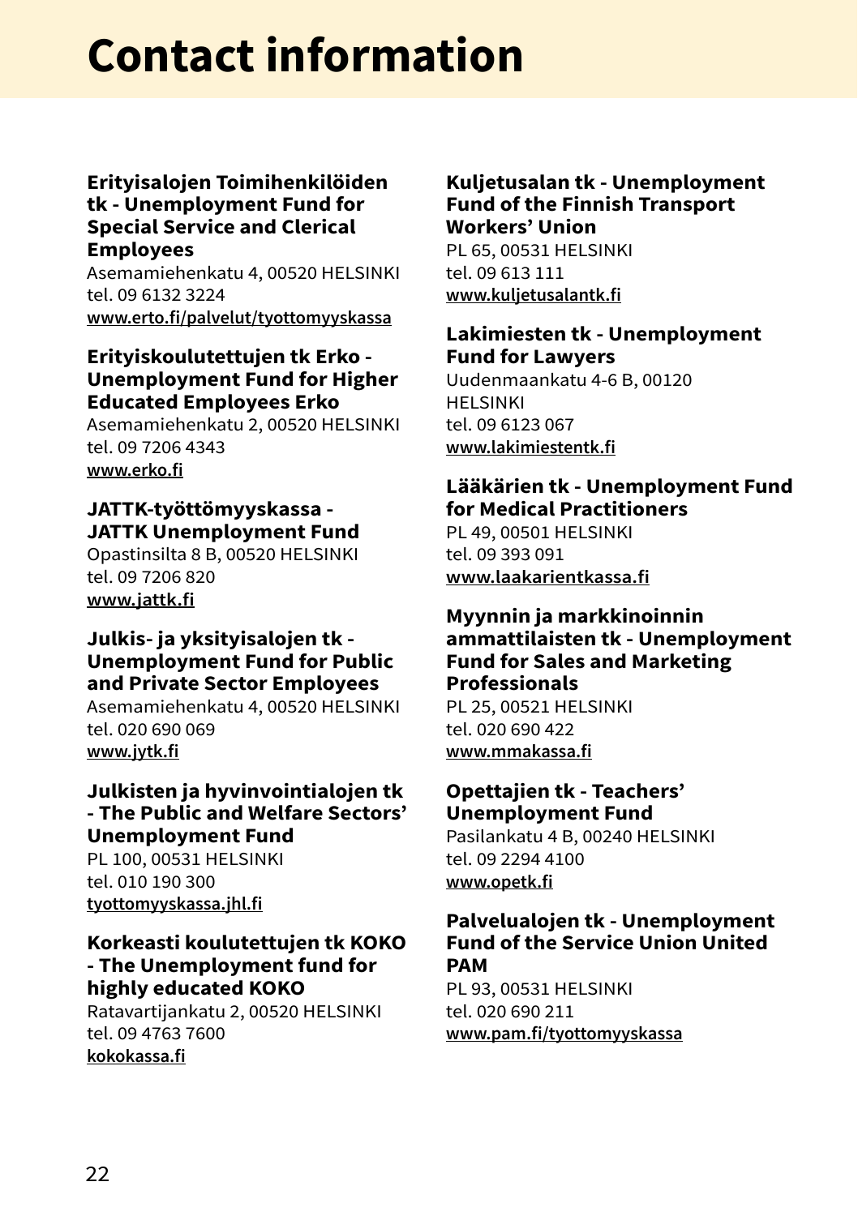# Contact information

**Erityisalojen Toimihenkilöiden tk - Unemployment Fund for Special Service and Clerical Employees**
Asemamiehenkatu 4, 00520 HELSINKI
tel. 09 6132 3224
www.erto.fi/palvelut/tyottomyyskassa

**Erityiskoulutettujen tk Erko - Unemployment Fund for Higher Educated Employees Erko**
Asemamiehenkatu 2, 00520 HELSINKI
tel. 09 7206 4343
www.erko.fi

**JATTK-työttömyyskassa - JATTK Unemployment Fund**
Opastinsilta 8 B, 00520 HELSINKI
tel. 09 7206 820
www.jattk.fi

**Julkis- ja yksityisalojen tk - Unemployment Fund for Public and Private Sector Employees**
Asemamiehenkatu 4, 00520 HELSINKI
tel. 020 690 069
www.jytk.fi

**Julkisten ja hyvinvointialojen tk - The Public and Welfare Sectors' Unemployment Fund**
PL 100, 00531 HELSINKI
tel. 010 190 300
tyottomyyskassa.jhl.fi

**Korkeasti koulutettujen tk KOKO - The Unemployment fund for highly educated KOKO**
Ratavartijankatu 2, 00520 HELSINKI
tel. 09 4763 7600
kokokassa.fi

**Kuljetusalan tk - Unemployment Fund of the Finnish Transport Workers' Union**
PL 65, 00531 HELSINKI
tel. 09 613 111
www.kuljetusalantk.fi

**Lakimiesten tk - Unemployment Fund for Lawyers**
Uudenmaankatu 4-6 B, 00120 HELSINKI
tel. 09 6123 067
www.lakimiestentk.fi

**Lääkärien tk - Unemployment Fund for Medical Practitioners**
PL 49, 00501 HELSINKI
tel. 09 393 091
www.laakarientkassa.fi

**Myynnin ja markkinoinnin ammattilaisten tk - Unemployment Fund for Sales and Marketing Professionals**
PL 25, 00521 HELSINKI
tel. 020 690 422
www.mmakassa.fi

**Opettajien tk - Teachers' Unemployment Fund**
Pasilankatu 4 B, 00240 HELSINKI
tel. 09 2294 4100
www.opetk.fi

**Palvelualojen tk - Unemployment Fund of the Service Union United PAM**
PL 93, 00531 HELSINKI
tel. 020 690 211
www.pam.fi/tyottomyyskassa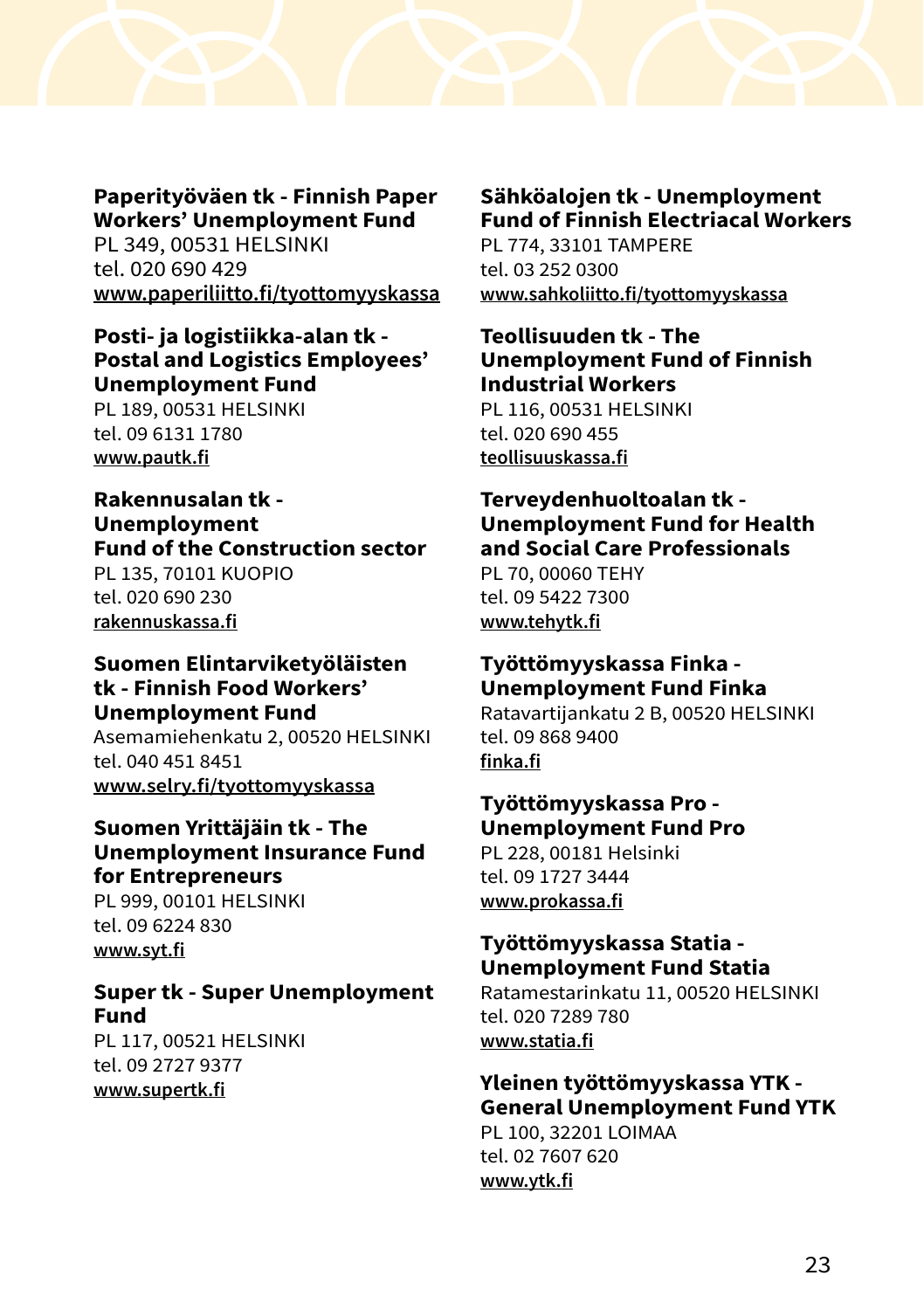**Paperityöväen tk - Finnish Paper Workers' Unemployment Fund**
PL 349, 00531 HELSINKI
tel. 020 690 429
www.paperiliitto.fi/tyottomyyskassa

**Posti- ja logistiikka-alan tk - Postal and Logistics Employees' Unemployment Fund**
PL 189, 00531 HELSINKI
tel. 09 6131 1780
www.pautk.fi

**Rakennusalan tk - Unemployment Fund of the Construction sector**
PL 135, 70101 KUOPIO
tel. 020 690 230
rakennuskassa.fi

**Suomen Elintarviketyöläisten tk - Finnish Food Workers' Unemployment Fund**
Asemamiehenkatu 2, 00520 HELSINKI
tel. 040 451 8451
www.selry.fi/tyottomyyskassa

**Suomen Yrittäjäin tk - The Unemployment Insurance Fund for Entrepreneurs**
PL 999, 00101 HELSINKI
tel. 09 6224 830
www.syt.fi

**Super tk - Super Unemployment Fund**
PL 117, 00521 HELSINKI
tel. 09 2727 9377
www.supertk.fi

**Sähköalojen tk - Unemployment Fund of Finnish Electriacal Workers**
PL 774, 33101 TAMPERE
tel. 03 252 0300
www.sahkoliitto.fi/tyottomyyskassa

**Teollisuuden tk - The Unemployment Fund of Finnish Industrial Workers**
PL 116, 00531 HELSINKI
tel. 020 690 455
teollisuuskassa.fi

**Terveydenhuoltoalan tk - Unemployment Fund for Health and Social Care Professionals**
PL 70, 00060 TEHY
tel. 09 5422 7300
www.tehytk.fi

**Työttömyyskassa Finka - Unemployment Fund Finka**
Ratavartijankatu 2 B, 00520 HELSINKI
tel. 09 868 9400
finka.fi

**Työttömyyskassa Pro - Unemployment Fund Pro**
PL 228, 00181 Helsinki
tel. 09 1727 3444
www.prokassa.fi

**Työttömyyskassa Statia - Unemployment Fund Statia**
Ratamestarinkatu 11, 00520 HELSINKI
tel. 020 7289 780
www.statia.fi

**Yleinen työttömyyskassa YTK - General Unemployment Fund YTK**
PL 100, 32201 LOIMAA
tel. 02 7607 620
www.ytk.fi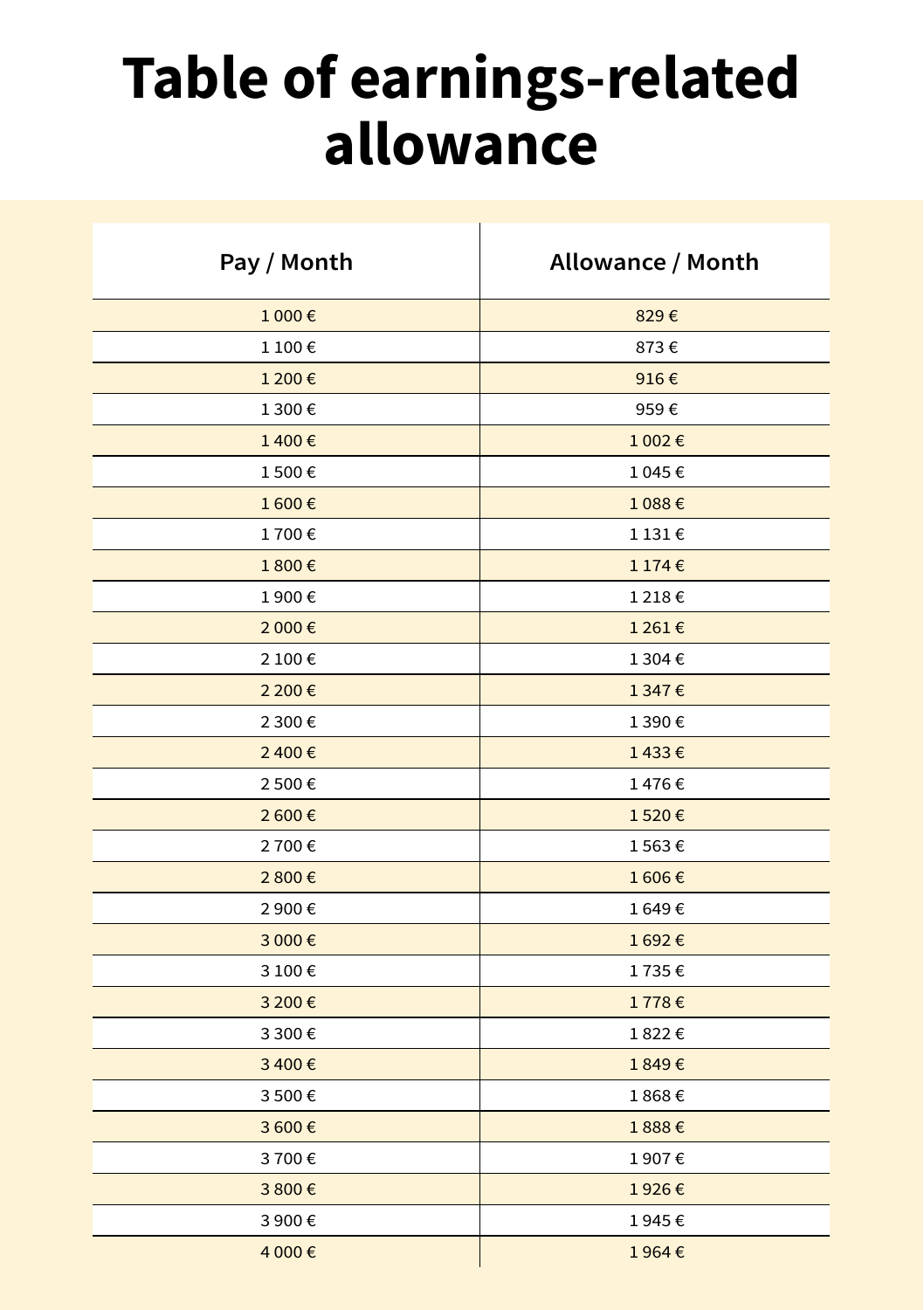# Table of earnings-related allowance

| Pay / Month | Allowance / Month |
|---|---|
| 1 000 € | 829 € |
| 1 100 € | 873 € |
| 1 200 € | 916 € |
| 1 300 € | 959 € |
| 1 400 € | 1 002 € |
| 1 500 € | 1 045 € |
| 1 600 € | 1 088 € |
| 1 700 € | 1 131 € |
| 1 800 € | 1 174 € |
| 1 900 € | 1 218 € |
| 2 000 € | 1 261 € |
| 2 100 € | 1 304 € |
| 2 200 € | 1 347 € |
| 2 300 € | 1 390 € |
| 2 400 € | 1 433 € |
| 2 500 € | 1 476 € |
| 2 600 € | 1 520 € |
| 2 700 € | 1 563 € |
| 2 800 € | 1 606 € |
| 2 900 € | 1 649 € |
| 3 000 € | 1 692 € |
| 3 100 € | 1 735 € |
| 3 200 € | 1 778 € |
| 3 300 € | 1 822 € |
| 3 400 € | 1 849 € |
| 3 500 € | 1 868 € |
| 3 600 € | 1 888 € |
| 3 700 € | 1 907 € |
| 3 800 € | 1 926 € |
| 3 900 € | 1 945 € |
| 4 000 € | 1 964 € |